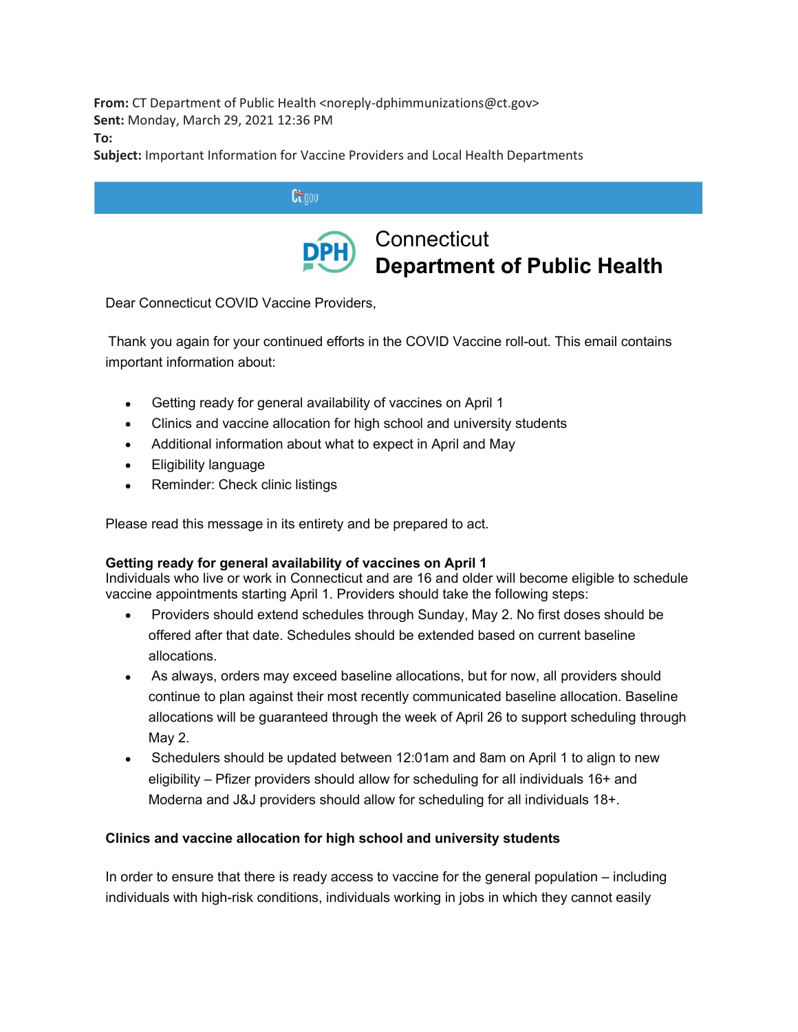**From:** CT Department of Public Health <noreply-dphimmunizations@ct.gov>
**Sent:** Monday, March 29, 2021 12:36 PM
**To:**
**Subject:** Important Information for Vaccine Providers and Local Health Departments

Ct.gov

# Connecticut **Department of Public Health**

Dear Connecticut COVID Vaccine Providers,

Thank you again for your continued efforts in the COVID Vaccine roll-out. This email contains important information about:

- Getting ready for general availability of vaccines on April 1
- Clinics and vaccine allocation for high school and university students
- Additional information about what to expect in April and May
- Eligibility language
- Reminder: Check clinic listings

Please read this message in its entirety and be prepared to act.

**Getting ready for general availability of vaccines on April 1**
Individuals who live or work in Connecticut and are 16 and older will become eligible to schedule vaccine appointments starting April 1. Providers should take the following steps:

- Providers should extend schedules through Sunday, May 2. No first doses should be offered after that date. Schedules should be extended based on current baseline allocations.
- As always, orders may exceed baseline allocations, but for now, all providers should continue to plan against their most recently communicated baseline allocation. Baseline allocations will be guaranteed through the week of April 26 to support scheduling through May 2.
- Schedulers should be updated between 12:01am and 8am on April 1 to align to new eligibility – Pfizer providers should allow for scheduling for all individuals 16+ and Moderna and J&J providers should allow for scheduling for all individuals 18+.

**Clinics and vaccine allocation for high school and university students**

In order to ensure that there is ready access to vaccine for the general population – including individuals with high-risk conditions, individuals working in jobs in which they cannot easily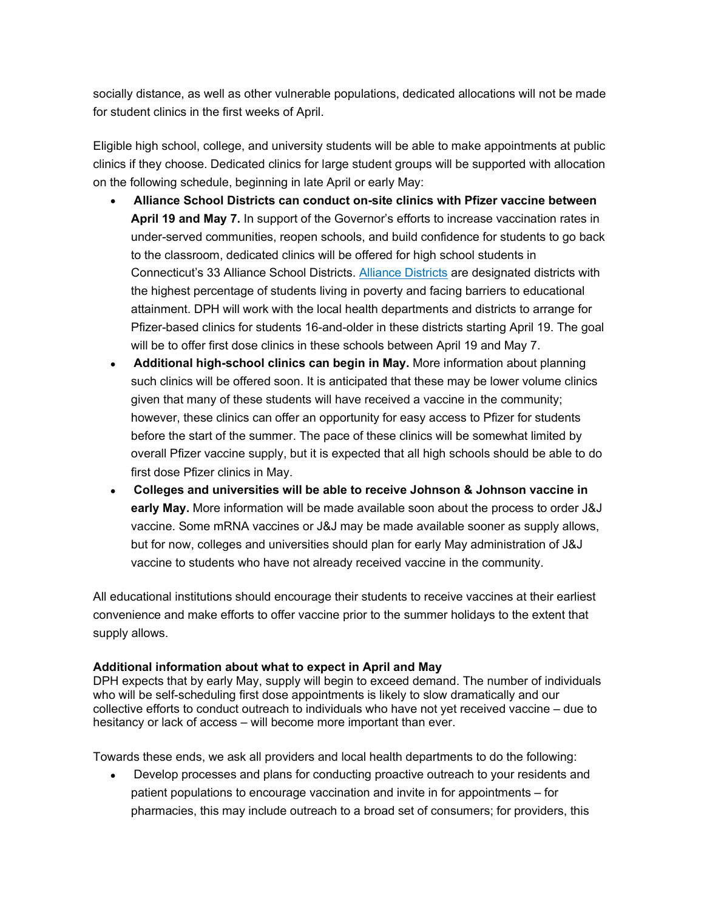socially distance, as well as other vulnerable populations, dedicated allocations will not be made for student clinics in the first weeks of April.

Eligible high school, college, and university students will be able to make appointments at public clinics if they choose. Dedicated clinics for large student groups will be supported with allocation on the following schedule, beginning in late April or early May:

- **Alliance School Districts can conduct on-site clinics with Pfizer vaccine between April 19 and May 7.** In support of the Governor's efforts to increase vaccination rates in under-served communities, reopen schools, and build confidence for students to go back to the classroom, dedicated clinics will be offered for high school students in Connecticut's 33 Alliance School Districts. Alliance Districts are designated districts with the highest percentage of students living in poverty and facing barriers to educational attainment. DPH will work with the local health departments and districts to arrange for Pfizer-based clinics for students 16-and-older in these districts starting April 19. The goal will be to offer first dose clinics in these schools between April 19 and May 7.
- **Additional high-school clinics can begin in May.** More information about planning such clinics will be offered soon. It is anticipated that these may be lower volume clinics given that many of these students will have received a vaccine in the community; however, these clinics can offer an opportunity for easy access to Pfizer for students before the start of the summer. The pace of these clinics will be somewhat limited by overall Pfizer vaccine supply, but it is expected that all high schools should be able to do first dose Pfizer clinics in May.
- **Colleges and universities will be able to receive Johnson & Johnson vaccine in early May.** More information will be made available soon about the process to order J&J vaccine. Some mRNA vaccines or J&J may be made available sooner as supply allows, but for now, colleges and universities should plan for early May administration of J&J vaccine to students who have not already received vaccine in the community.

All educational institutions should encourage their students to receive vaccines at their earliest convenience and make efforts to offer vaccine prior to the summer holidays to the extent that supply allows.

**Additional information about what to expect in April and May**

DPH expects that by early May, supply will begin to exceed demand. The number of individuals who will be self-scheduling first dose appointments is likely to slow dramatically and our collective efforts to conduct outreach to individuals who have not yet received vaccine – due to hesitancy or lack of access – will become more important than ever.

Towards these ends, we ask all providers and local health departments to do the following:

- Develop processes and plans for conducting proactive outreach to your residents and patient populations to encourage vaccination and invite in for appointments – for pharmacies, this may include outreach to a broad set of consumers; for providers, this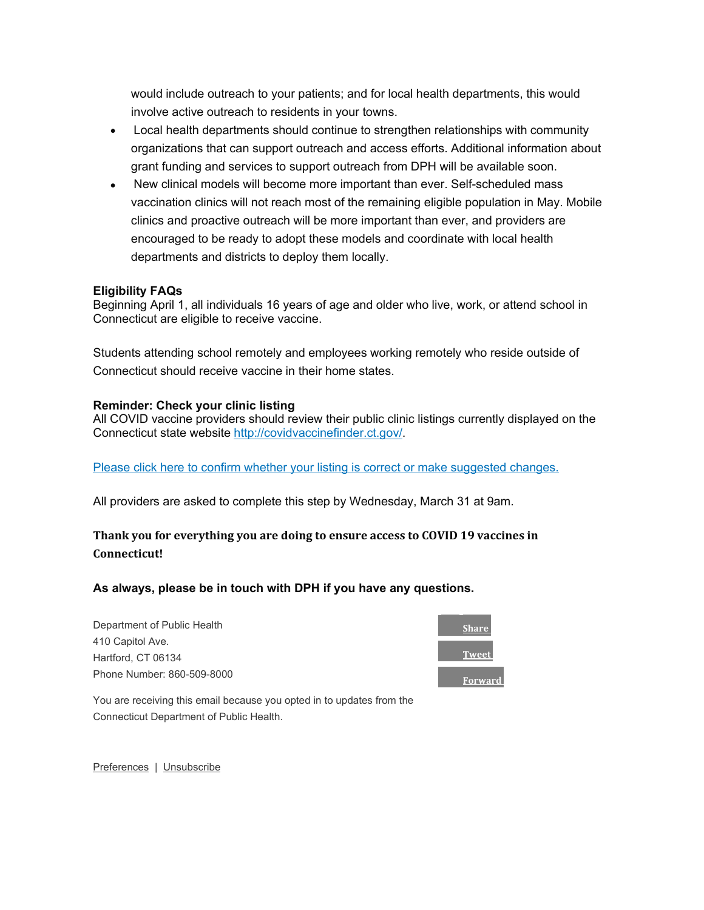would include outreach to your patients; and for local health departments, this would involve active outreach to residents in your towns.

- Local health departments should continue to strengthen relationships with community organizations that can support outreach and access efforts. Additional information about grant funding and services to support outreach from DPH will be available soon.
- New clinical models will become more important than ever. Self-scheduled mass vaccination clinics will not reach most of the remaining eligible population in May. Mobile clinics and proactive outreach will be more important than ever, and providers are encouraged to be ready to adopt these models and coordinate with local health departments and districts to deploy them locally.

**Eligibility FAQs**

Beginning April 1, all individuals 16 years of age and older who live, work, or attend school in Connecticut are eligible to receive vaccine.

Students attending school remotely and employees working remotely who reside outside of Connecticut should receive vaccine in their home states.

**Reminder: Check your clinic listing**

All COVID vaccine providers should review their public clinic listings currently displayed on the Connecticut state website http://covidvaccinefinder.ct.gov/.

Please click here to confirm whether your listing is correct or make suggested changes.

All providers are asked to complete this step by Wednesday, March 31 at 9am.

**Thank you for everything you are doing to ensure access to COVID 19 vaccines in Connecticut!**

**As always, please be in touch with DPH if you have any questions.**

Department of Public Health
410 Capitol Ave.
Hartford, CT 06134
Phone Number: 860-509-8000

Share

Tweet

Forward

You are receiving this email because you opted in to updates from the Connecticut Department of Public Health.

Preferences | Unsubscribe